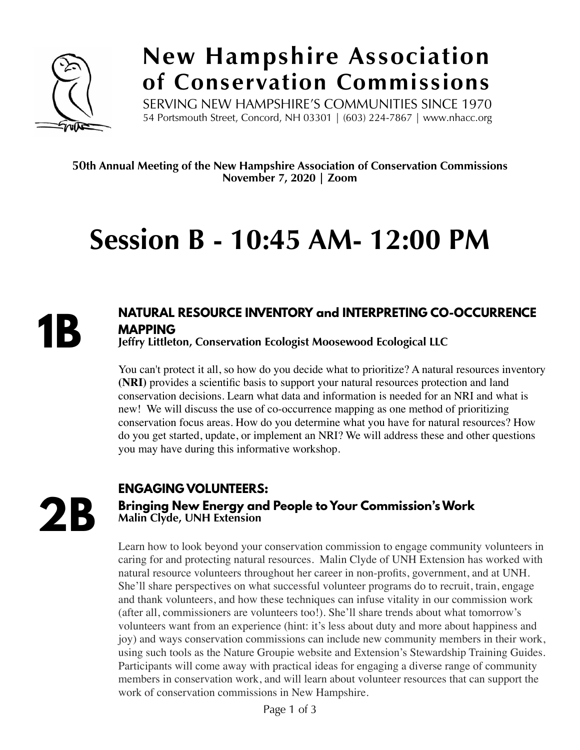# New Hampshire Association of Conservation Commissions

SERVING NEW HAMPSHIRE'S COMMUNITIES SINCE 1970

54 Portsmouth Street, Concord, NH 03301 | (603) 224-7867 | www.nhacc.org

**50th Annual Meeting of the New Hampshire Association of Conservation Commissions**
**November 7, 2020 | Zoom**

# Session B - 10:45 AM- 12:00 PM

## 1B

### NATURAL RESOURCE INVENTORY and INTERPRETING CO-OCCURRENCE MAPPING

**Jeffry Littleton, Conservation Ecologist Moosewood Ecological LLC**

You can't protect it all, so how do you decide what to prioritize? A natural resources inventory **(NRI)** provides a scientific basis to support your natural resources protection and land conservation decisions. Learn what data and information is needed for an NRI and what is new! We will discuss the use of co-occurrence mapping as one method of prioritizing conservation focus areas. How do you determine what you have for natural resources? How do you get started, update, or implement an NRI? We will address these and other questions you may have during this informative workshop.

## 2B

### ENGAGING VOLUNTEERS:

### Bringing New Energy and People to Your Commission's Work

**Malin Clyde, UNH Extension**

Learn how to look beyond your conservation commission to engage community volunteers in caring for and protecting natural resources. Malin Clyde of UNH Extension has worked with natural resource volunteers throughout her career in non-profits, government, and at UNH. She'll share perspectives on what successful volunteer programs do to recruit, train, engage and thank volunteers, and how these techniques can infuse vitality in our commission work (after all, commissioners are volunteers too!). She'll share trends about what tomorrow's volunteers want from an experience (hint: it's less about duty and more about happiness and joy) and ways conservation commissions can include new community members in their work, using such tools as the Nature Groupie website and Extension's Stewardship Training Guides. Participants will come away with practical ideas for engaging a diverse range of community members in conservation work, and will learn about volunteer resources that can support the work of conservation commissions in New Hampshire.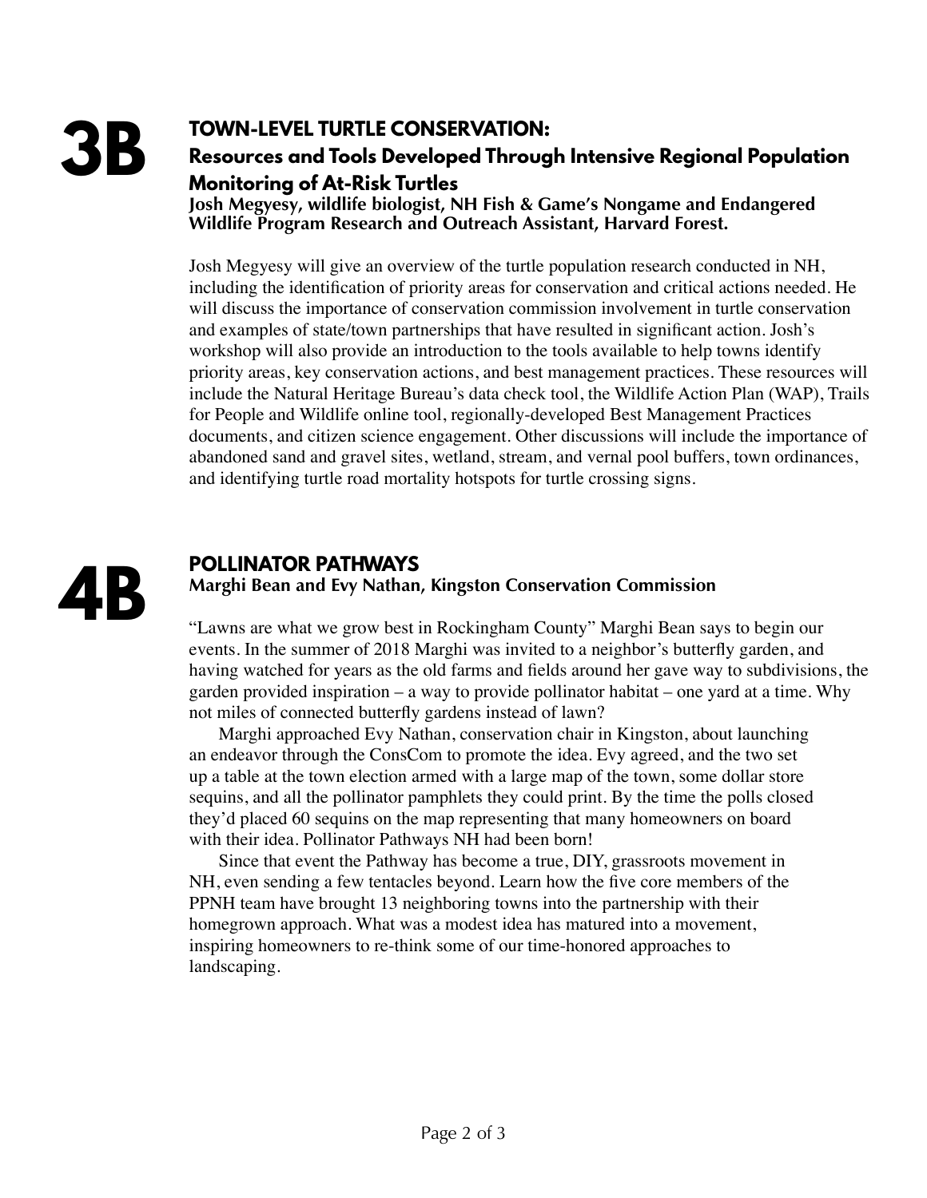# 3B

## TOWN-LEVEL TURTLE CONSERVATION:

### Resources and Tools Developed Through Intensive Regional Population Monitoring of At-Risk Turtles

**Josh Megyesy, wildlife biologist, NH Fish & Game's Nongame and Endangered Wildlife Program Research and Outreach Assistant, Harvard Forest.**

Josh Megyesy will give an overview of the turtle population research conducted in NH, including the identification of priority areas for conservation and critical actions needed. He will discuss the importance of conservation commission involvement in turtle conservation and examples of state/town partnerships that have resulted in significant action. Josh's workshop will also provide an introduction to the tools available to help towns identify priority areas, key conservation actions, and best management practices. These resources will include the Natural Heritage Bureau's data check tool, the Wildlife Action Plan (WAP), Trails for People and Wildlife online tool, regionally-developed Best Management Practices documents, and citizen science engagement. Other discussions will include the importance of abandoned sand and gravel sites, wetland, stream, and vernal pool buffers, town ordinances, and identifying turtle road mortality hotspots for turtle crossing signs.

# 4B

## POLLINATOR PATHWAYS

**Marghi Bean and Evy Nathan, Kingston Conservation Commission**

"Lawns are what we grow best in Rockingham County" Marghi Bean says to begin our events. In the summer of 2018 Marghi was invited to a neighbor's butterfly garden, and having watched for years as the old farms and fields around her gave way to subdivisions, the garden provided inspiration – a way to provide pollinator habitat – one yard at a time. Why not miles of connected butterfly gardens instead of lawn?

Marghi approached Evy Nathan, conservation chair in Kingston, about launching an endeavor through the ConsCom to promote the idea. Evy agreed, and the two set up a table at the town election armed with a large map of the town, some dollar store sequins, and all the pollinator pamphlets they could print. By the time the polls closed they'd placed 60 sequins on the map representing that many homeowners on board with their idea. Pollinator Pathways NH had been born!

Since that event the Pathway has become a true, DIY, grassroots movement in NH, even sending a few tentacles beyond. Learn how the five core members of the PPNH team have brought 13 neighboring towns into the partnership with their homegrown approach. What was a modest idea has matured into a movement, inspiring homeowners to re-think some of our time-honored approaches to landscaping.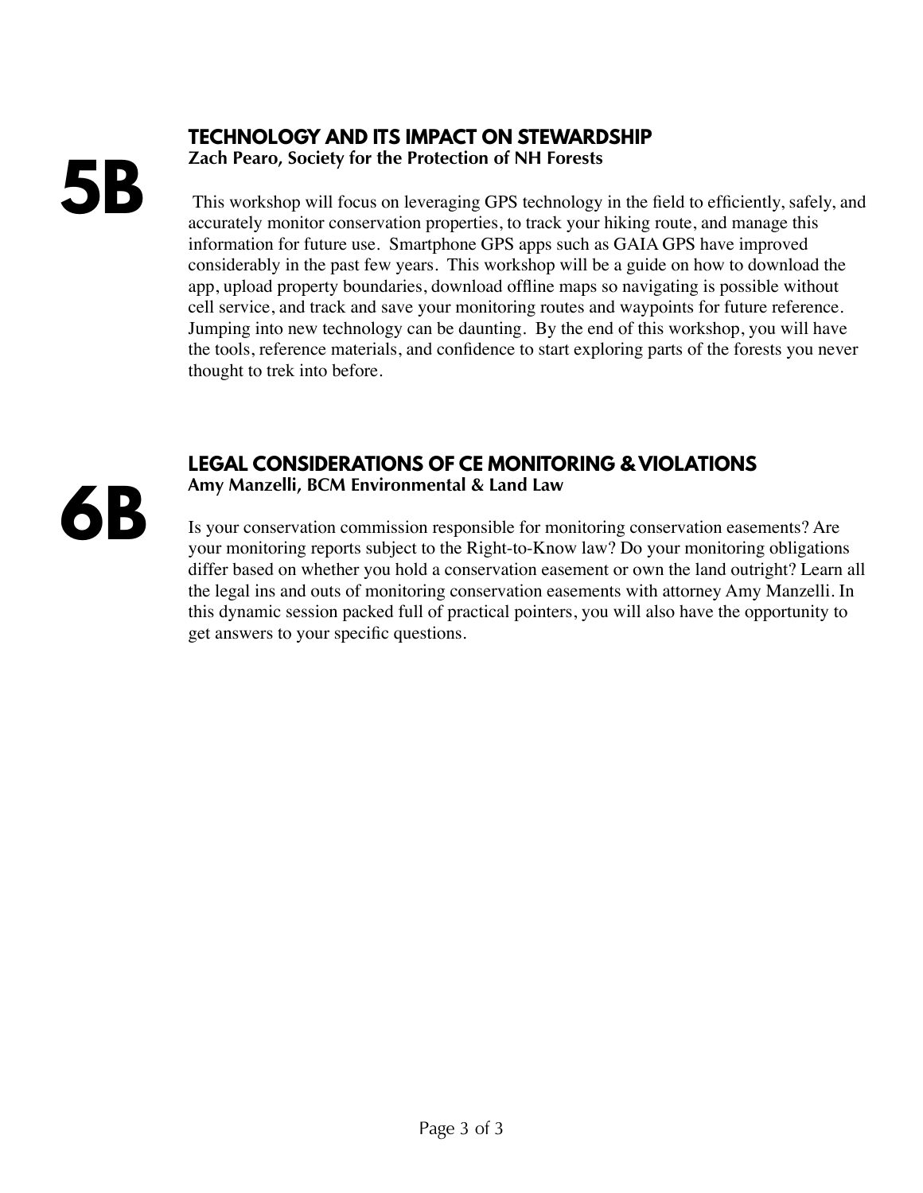**5B**

## TECHNOLOGY AND ITS IMPACT ON STEWARDSHIP

**Zach Pearo, Society for the Protection of NH Forests**

This workshop will focus on leveraging GPS technology in the field to efficiently, safely, and accurately monitor conservation properties, to track your hiking route, and manage this information for future use. Smartphone GPS apps such as GAIA GPS have improved considerably in the past few years. This workshop will be a guide on how to download the app, upload property boundaries, download offline maps so navigating is possible without cell service, and track and save your monitoring routes and waypoints for future reference. Jumping into new technology can be daunting. By the end of this workshop, you will have the tools, reference materials, and confidence to start exploring parts of the forests you never thought to trek into before.

**6B**

## LEGAL CONSIDERATIONS OF CE MONITORING & VIOLATIONS

**Amy Manzelli, BCM Environmental & Land Law**

Is your conservation commission responsible for monitoring conservation easements? Are your monitoring reports subject to the Right-to-Know law? Do your monitoring obligations differ based on whether you hold a conservation easement or own the land outright? Learn all the legal ins and outs of monitoring conservation easements with attorney Amy Manzelli. In this dynamic session packed full of practical pointers, you will also have the opportunity to get answers to your specific questions.